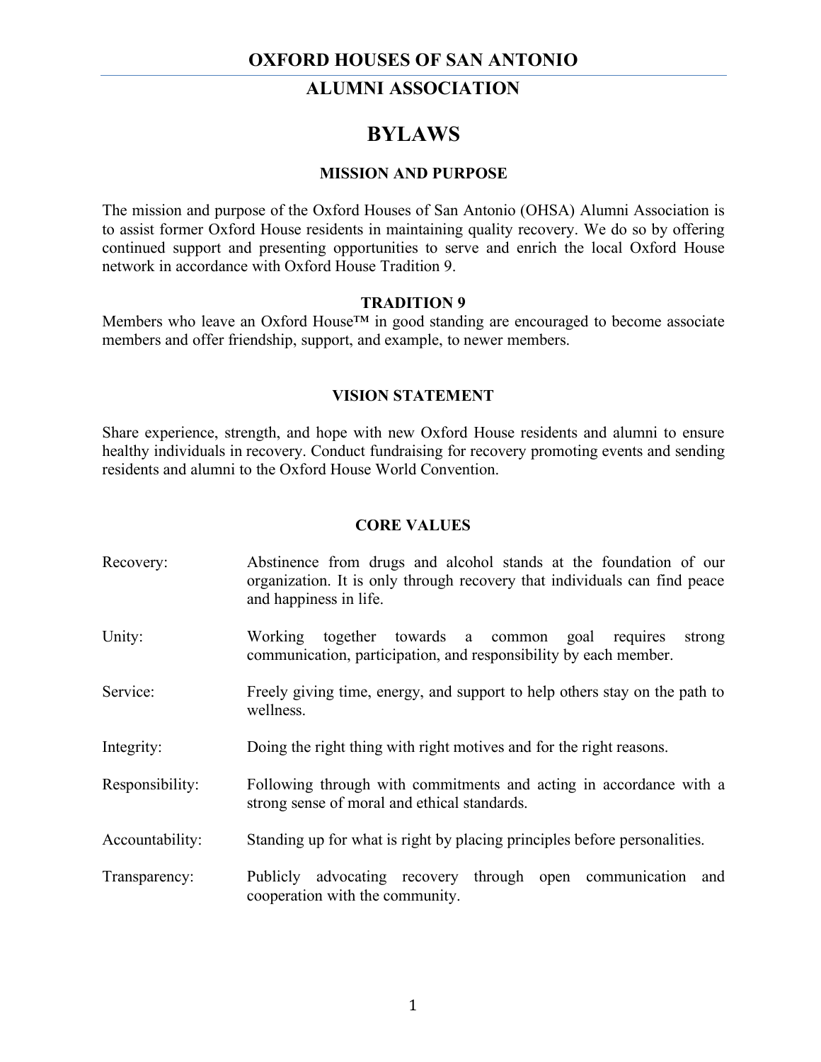# OXFORD HOUSES OF SAN ANTONIO

## ALUMNI ASSOCIATION

# BYLAWS

### MISSION AND PURPOSE

The mission and purpose of the Oxford Houses of San Antonio (OHSA) Alumni Association is to assist former Oxford House residents in maintaining quality recovery. We do so by offering continued support and presenting opportunities to serve and enrich the local Oxford House network in accordance with Oxford House Tradition 9.

### TRADITION 9

Members who leave an Oxford House™ in good standing are encouraged to become associate members and offer friendship, support, and example, to newer members.

### VISION STATEMENT

Share experience, strength, and hope with new Oxford House residents and alumni to ensure healthy individuals in recovery. Conduct fundraising for recovery promoting events and sending residents and alumni to the Oxford House World Convention.

### CORE VALUES

| | |
|---|---|
| Recovery: | Abstinence from drugs and alcohol stands at the foundation of our organization. It is only through recovery that individuals can find peace and happiness in life. |
| Unity: | Working together towards a common goal requires strong communication, participation, and responsibility by each member. |
| Service: | Freely giving time, energy, and support to help others stay on the path to wellness. |
| Integrity: | Doing the right thing with right motives and for the right reasons. |
| Responsibility: | Following through with commitments and acting in accordance with a strong sense of moral and ethical standards. |
| Accountability: | Standing up for what is right by placing principles before personalities. |
| Transparency: | Publicly advocating recovery through open communication and cooperation with the community. |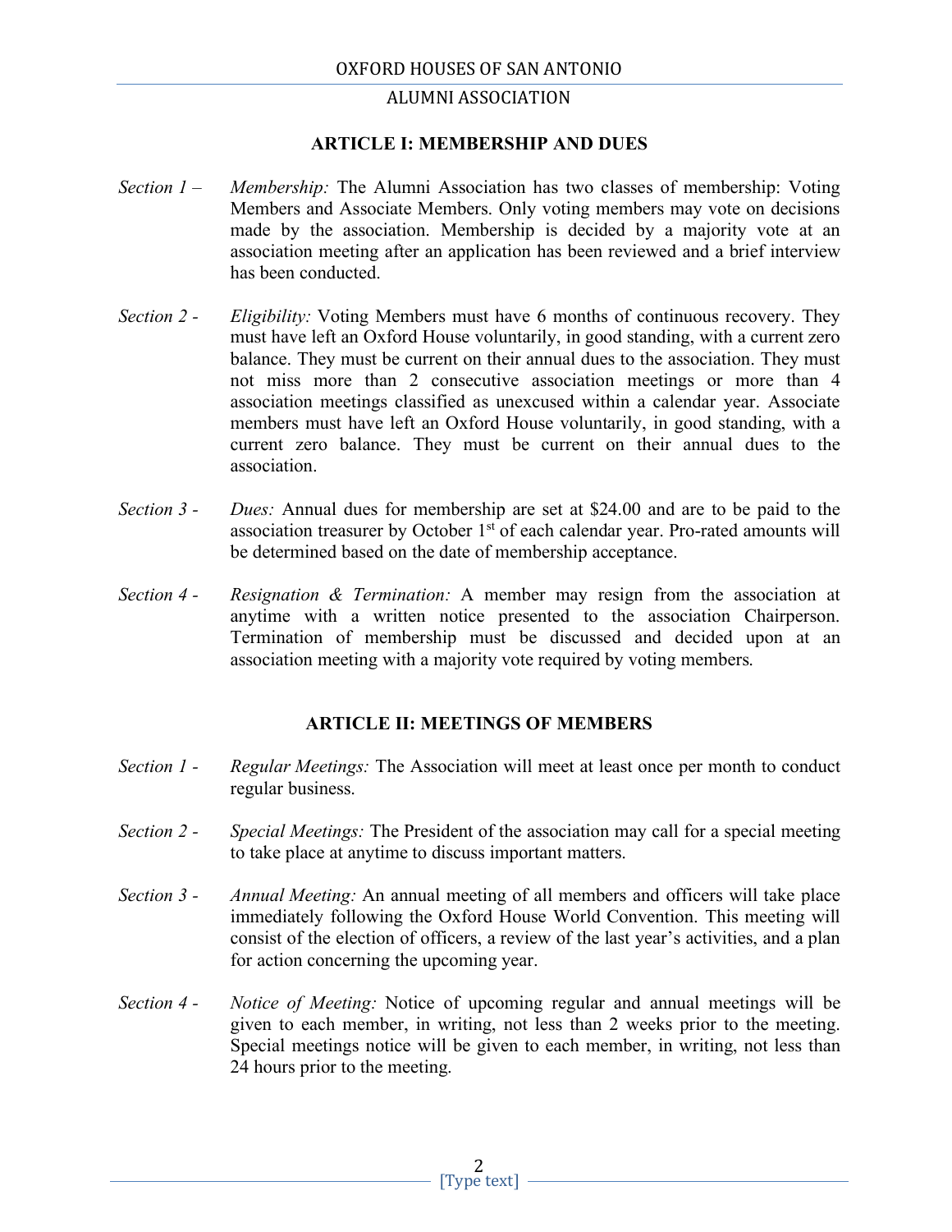## ARTICLE I: MEMBERSHIP AND DUES

*Section 1 –* *Membership:* The Alumni Association has two classes of membership: Voting Members and Associate Members. Only voting members may vote on decisions made by the association. Membership is decided by a majority vote at an association meeting after an application has been reviewed and a brief interview has been conducted.

*Section 2 -* *Eligibility:* Voting Members must have 6 months of continuous recovery. They must have left an Oxford House voluntarily, in good standing, with a current zero balance. They must be current on their annual dues to the association. They must not miss more than 2 consecutive association meetings or more than 4 association meetings classified as unexcused within a calendar year. Associate members must have left an Oxford House voluntarily, in good standing, with a current zero balance. They must be current on their annual dues to the association.

*Section 3 -* *Dues:* Annual dues for membership are set at $24.00 and are to be paid to the association treasurer by October 1st of each calendar year. Pro-rated amounts will be determined based on the date of membership acceptance.

*Section 4 -* *Resignation & Termination:* A member may resign from the association at anytime with a written notice presented to the association Chairperson. Termination of membership must be discussed and decided upon at an association meeting with a majority vote required by voting members.

## ARTICLE II: MEETINGS OF MEMBERS

*Section 1 -* *Regular Meetings:* The Association will meet at least once per month to conduct regular business.

*Section 2 -* *Special Meetings:* The President of the association may call for a special meeting to take place at anytime to discuss important matters.

*Section 3 -* *Annual Meeting:* An annual meeting of all members and officers will take place immediately following the Oxford House World Convention. This meeting will consist of the election of officers, a review of the last year's activities, and a plan for action concerning the upcoming year.

*Section 4 -* *Notice of Meeting:* Notice of upcoming regular and annual meetings will be given to each member, in writing, not less than 2 weeks prior to the meeting. Special meetings notice will be given to each member, in writing, not less than 24 hours prior to the meeting.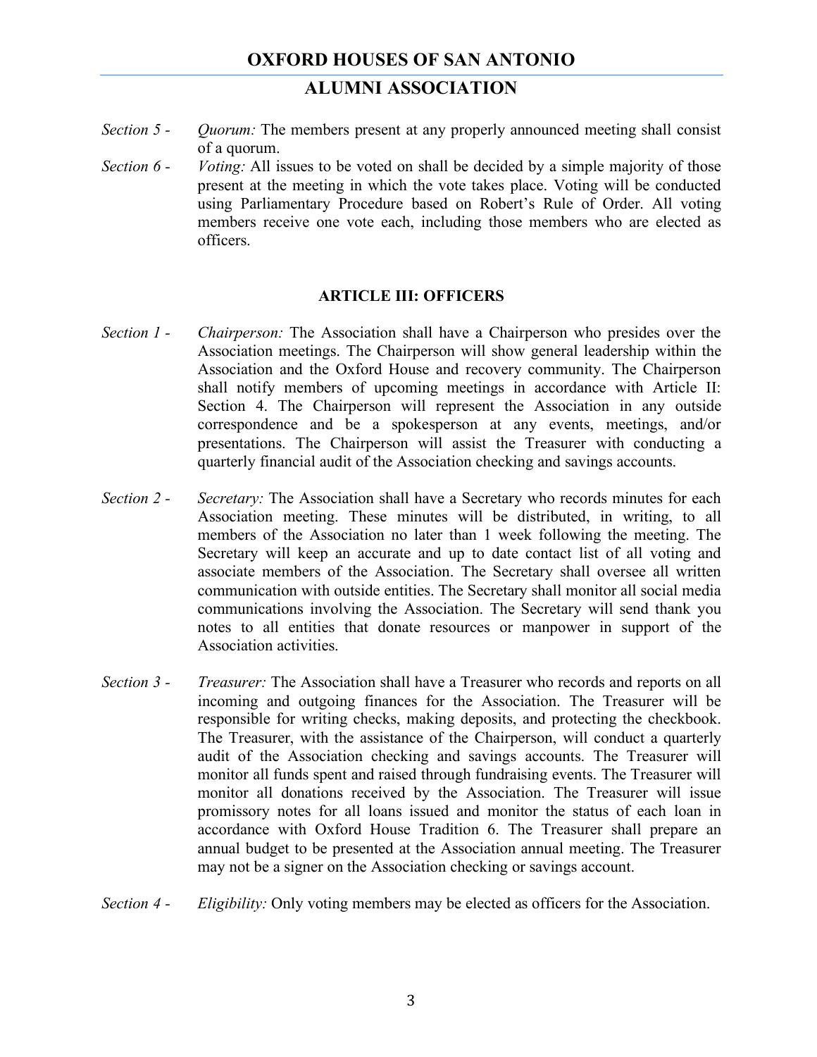*Section 5 -* *Quorum:* The members present at any properly announced meeting shall consist of a quorum.

*Section 6 -* *Voting:* All issues to be voted on shall be decided by a simple majority of those present at the meeting in which the vote takes place. Voting will be conducted using Parliamentary Procedure based on Robert's Rule of Order. All voting members receive one vote each, including those members who are elected as officers.

## ARTICLE III: OFFICERS

*Section 1 -* *Chairperson:* The Association shall have a Chairperson who presides over the Association meetings. The Chairperson will show general leadership within the Association and the Oxford House and recovery community. The Chairperson shall notify members of upcoming meetings in accordance with Article II: Section 4. The Chairperson will represent the Association in any outside correspondence and be a spokesperson at any events, meetings, and/or presentations. The Chairperson will assist the Treasurer with conducting a quarterly financial audit of the Association checking and savings accounts.

*Section 2 -* *Secretary:* The Association shall have a Secretary who records minutes for each Association meeting. These minutes will be distributed, in writing, to all members of the Association no later than 1 week following the meeting. The Secretary will keep an accurate and up to date contact list of all voting and associate members of the Association. The Secretary shall oversee all written communication with outside entities. The Secretary shall monitor all social media communications involving the Association. The Secretary will send thank you notes to all entities that donate resources or manpower in support of the Association activities.

*Section 3 -* *Treasurer:* The Association shall have a Treasurer who records and reports on all incoming and outgoing finances for the Association. The Treasurer will be responsible for writing checks, making deposits, and protecting the checkbook. The Treasurer, with the assistance of the Chairperson, will conduct a quarterly audit of the Association checking and savings accounts. The Treasurer will monitor all funds spent and raised through fundraising events. The Treasurer will monitor all donations received by the Association. The Treasurer will issue promissory notes for all loans issued and monitor the status of each loan in accordance with Oxford House Tradition 6. The Treasurer shall prepare an annual budget to be presented at the Association annual meeting. The Treasurer may not be a signer on the Association checking or savings account.

*Section 4 -* *Eligibility:* Only voting members may be elected as officers for the Association.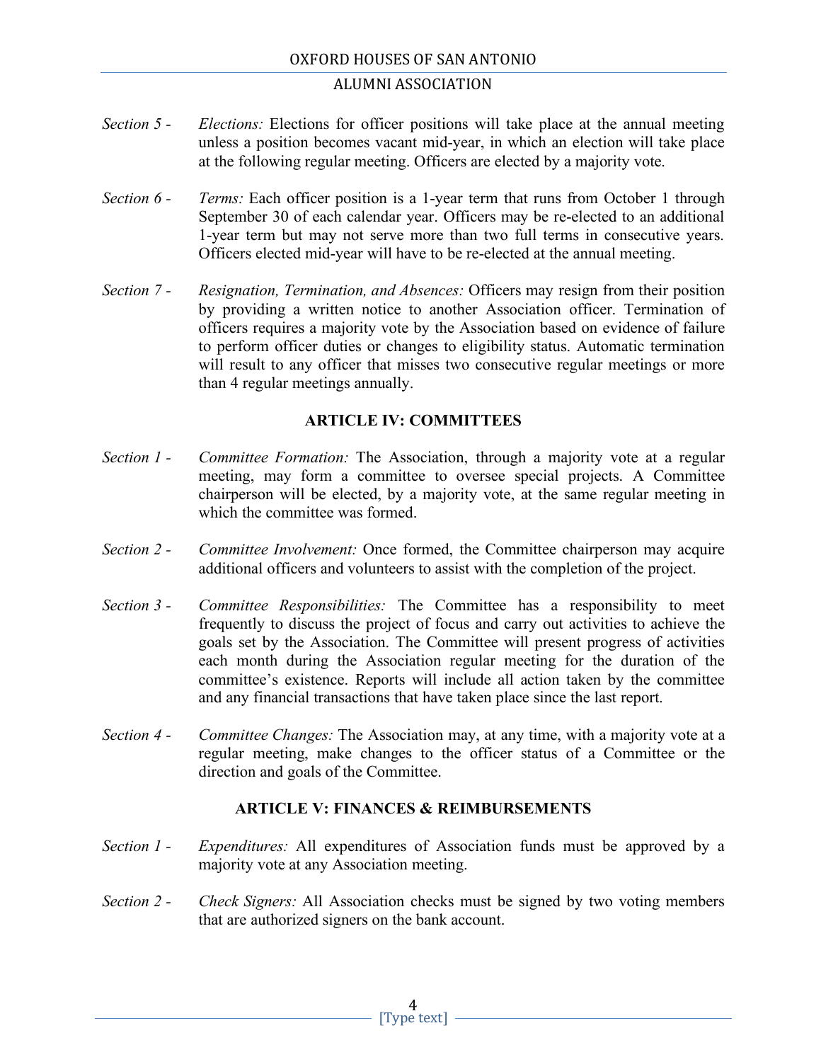*Section 5 -* *Elections:* Elections for officer positions will take place at the annual meeting unless a position becomes vacant mid-year, in which an election will take place at the following regular meeting. Officers are elected by a majority vote.

*Section 6 -* *Terms:* Each officer position is a 1-year term that runs from October 1 through September 30 of each calendar year. Officers may be re-elected to an additional 1-year term but may not serve more than two full terms in consecutive years. Officers elected mid-year will have to be re-elected at the annual meeting.

*Section 7 -* *Resignation, Termination, and Absences:* Officers may resign from their position by providing a written notice to another Association officer. Termination of officers requires a majority vote by the Association based on evidence of failure to perform officer duties or changes to eligibility status. Automatic termination will result to any officer that misses two consecutive regular meetings or more than 4 regular meetings annually.

## ARTICLE IV: COMMITTEES

*Section 1 -* *Committee Formation:* The Association, through a majority vote at a regular meeting, may form a committee to oversee special projects. A Committee chairperson will be elected, by a majority vote, at the same regular meeting in which the committee was formed.

*Section 2 -* *Committee Involvement:* Once formed, the Committee chairperson may acquire additional officers and volunteers to assist with the completion of the project.

*Section 3 -* *Committee Responsibilities:* The Committee has a responsibility to meet frequently to discuss the project of focus and carry out activities to achieve the goals set by the Association. The Committee will present progress of activities each month during the Association regular meeting for the duration of the committee's existence. Reports will include all action taken by the committee and any financial transactions that have taken place since the last report.

*Section 4 -* *Committee Changes:* The Association may, at any time, with a majority vote at a regular meeting, make changes to the officer status of a Committee or the direction and goals of the Committee.

## ARTICLE V: FINANCES & REIMBURSEMENTS

*Section 1 -* *Expenditures:* All expenditures of Association funds must be approved by a majority vote at any Association meeting.

*Section 2 -* *Check Signers:* All Association checks must be signed by two voting members that are authorized signers on the bank account.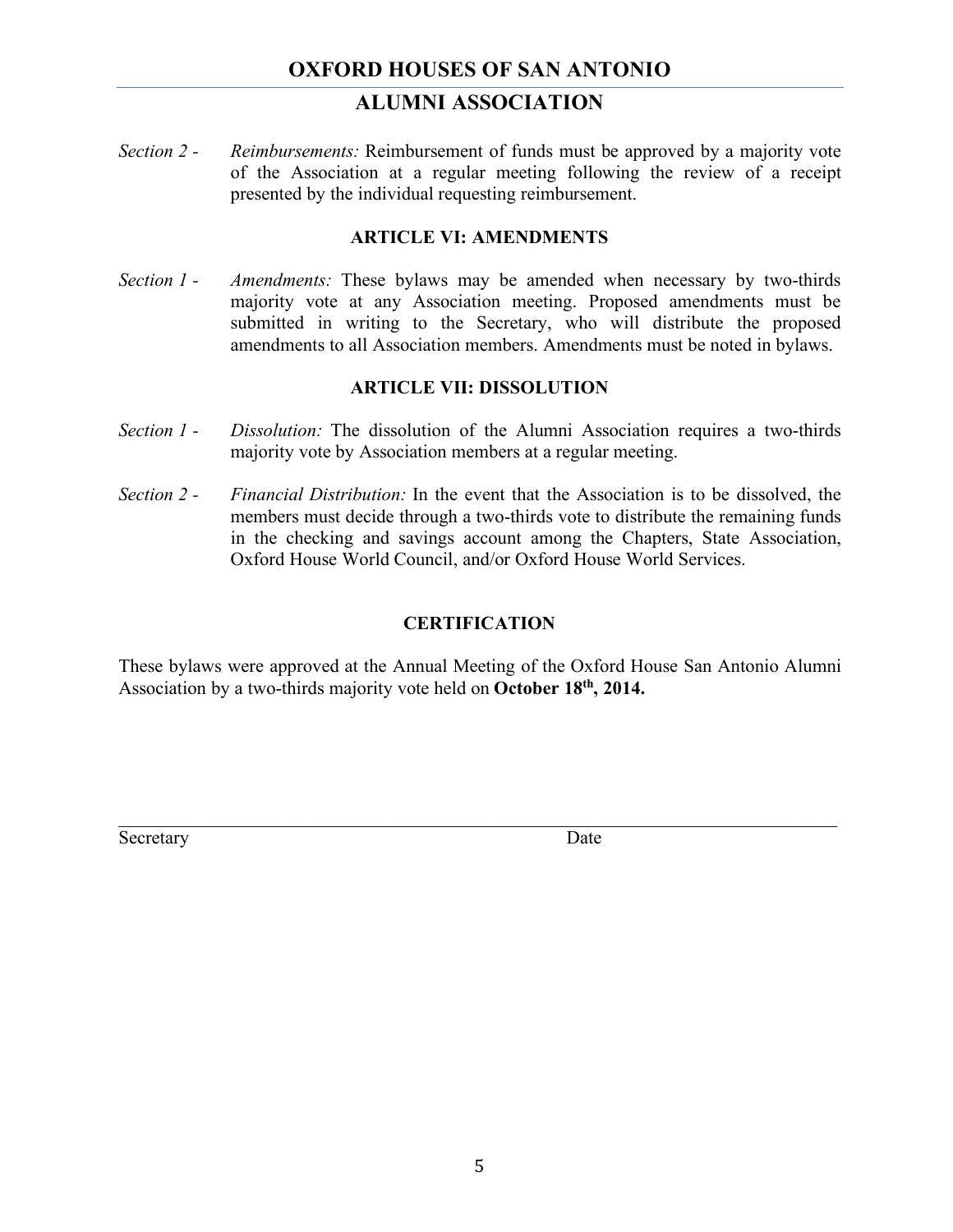*Section 2 -* *Reimbursements:* Reimbursement of funds must be approved by a majority vote of the Association at a regular meeting following the review of a receipt presented by the individual requesting reimbursement.

## ARTICLE VI: AMENDMENTS

*Section 1 -* *Amendments:* These bylaws may be amended when necessary by two-thirds majority vote at any Association meeting. Proposed amendments must be submitted in writing to the Secretary, who will distribute the proposed amendments to all Association members. Amendments must be noted in bylaws.

## ARTICLE VII: DISSOLUTION

*Section 1 -* *Dissolution:* The dissolution of the Alumni Association requires a two-thirds majority vote by Association members at a regular meeting.

*Section 2 -* *Financial Distribution:* In the event that the Association is to be dissolved, the members must decide through a two-thirds vote to distribute the remaining funds in the checking and savings account among the Chapters, State Association, Oxford House World Council, and/or Oxford House World Services.

## CERTIFICATION

These bylaws were approved at the Annual Meeting of the Oxford House San Antonio Alumni Association by a two-thirds majority vote held on **October 18th, 2014.**

\_\_\_\_\_\_\_\_\_\_\_\_\_\_\_\_\_\_\_\_\_\_\_\_\_\_\_\_\_\_\_\_\_\_\_\_\_\_\_\_\_\_\_\_\_\_\_\_\_\_\_\_\_\_\_\_\_\_\_\_\_\_\_\_\_\_\_\_\_\_\_\_

Secretary Date